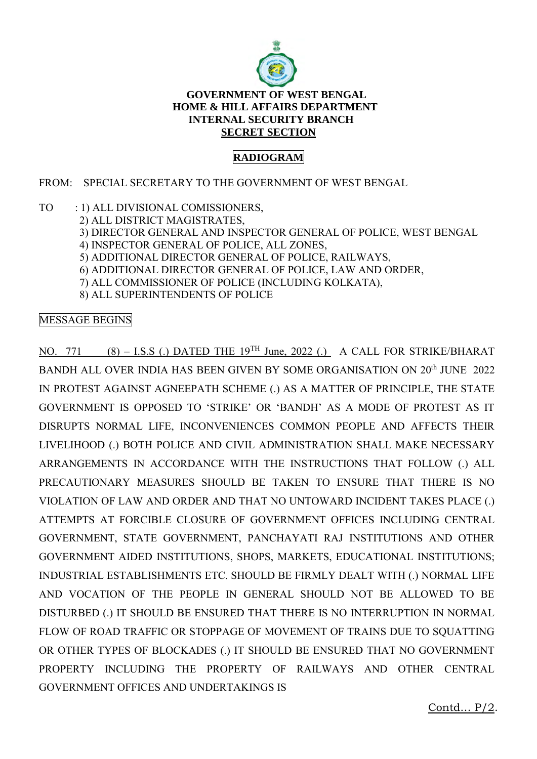**GOVERNMENT OF WEST BENGAL**
**HOME & HILL AFFAIRS DEPARTMENT**
**INTERNAL SECURITY BRANCH**
**SECRET SECTION**

**RADIOGRAM**

FROM: SPECIAL SECRETARY TO THE GOVERNMENT OF WEST BENGAL

TO : 1) ALL DIVISIONAL COMISSIONERS,
2) ALL DISTRICT MAGISTRATES,
3) DIRECTOR GENERAL AND INSPECTOR GENERAL OF POLICE, WEST BENGAL
4) INSPECTOR GENERAL OF POLICE, ALL ZONES,
5) ADDITIONAL DIRECTOR GENERAL OF POLICE, RAILWAYS,
6) ADDITIONAL DIRECTOR GENERAL OF POLICE, LAW AND ORDER,
7) ALL COMMISSIONER OF POLICE (INCLUDING KOLKATA),
8) ALL SUPERINTENDENTS OF POLICE

MESSAGE BEGINS

NO. 771 (8) – I.S.S (.) DATED THE 19TH June, 2022 (.) A CALL FOR STRIKE/BHARAT BANDH ALL OVER INDIA HAS BEEN GIVEN BY SOME ORGANISATION ON 20th JUNE 2022 IN PROTEST AGAINST AGNEEPATH SCHEME (.) AS A MATTER OF PRINCIPLE, THE STATE GOVERNMENT IS OPPOSED TO 'STRIKE' OR 'BANDH' AS A MODE OF PROTEST AS IT DISRUPTS NORMAL LIFE, INCONVENIENCES COMMON PEOPLE AND AFFECTS THEIR LIVELIHOOD (.) BOTH POLICE AND CIVIL ADMINISTRATION SHALL MAKE NECESSARY ARRANGEMENTS IN ACCORDANCE WITH THE INSTRUCTIONS THAT FOLLOW (.) ALL PRECAUTIONARY MEASURES SHOULD BE TAKEN TO ENSURE THAT THERE IS NO VIOLATION OF LAW AND ORDER AND THAT NO UNTOWARD INCIDENT TAKES PLACE (.) ATTEMPTS AT FORCIBLE CLOSURE OF GOVERNMENT OFFICES INCLUDING CENTRAL GOVERNMENT, STATE GOVERNMENT, PANCHAYATI RAJ INSTITUTIONS AND OTHER GOVERNMENT AIDED INSTITUTIONS, SHOPS, MARKETS, EDUCATIONAL INSTITUTIONS; INDUSTRIAL ESTABLISHMENTS ETC. SHOULD BE FIRMLY DEALT WITH (.) NORMAL LIFE AND VOCATION OF THE PEOPLE IN GENERAL SHOULD NOT BE ALLOWED TO BE DISTURBED (.) IT SHOULD BE ENSURED THAT THERE IS NO INTERRUPTION IN NORMAL FLOW OF ROAD TRAFFIC OR STOPPAGE OF MOVEMENT OF TRAINS DUE TO SQUATTING OR OTHER TYPES OF BLOCKADES (.) IT SHOULD BE ENSURED THAT NO GOVERNMENT PROPERTY INCLUDING THE PROPERTY OF RAILWAYS AND OTHER CENTRAL GOVERNMENT OFFICES AND UNDERTAKINGS IS

Contd… P/2.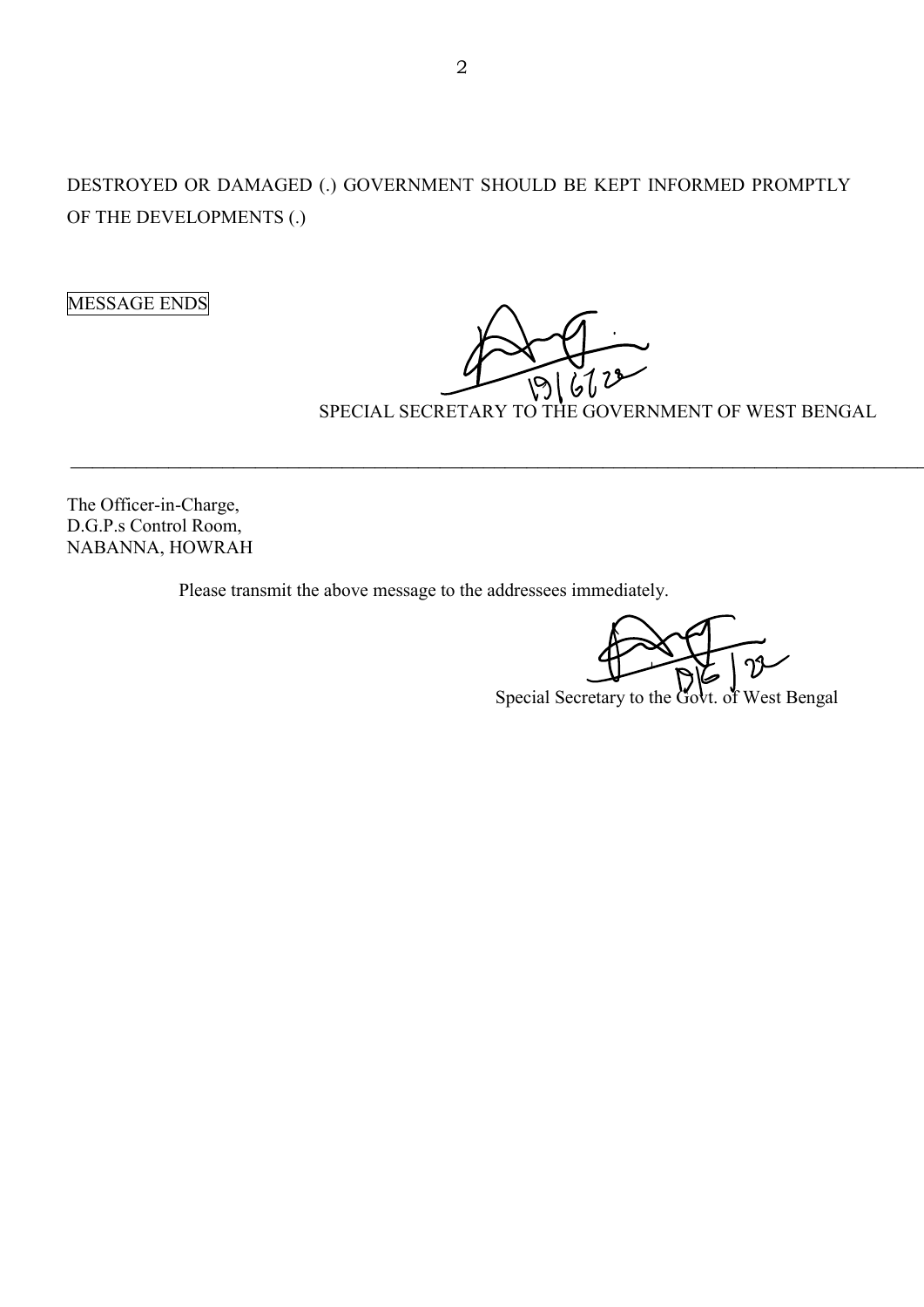DESTROYED OR DAMAGED (.) GOVERNMENT SHOULD BE KEPT INFORMED PROMPTLY OF THE DEVELOPMENTS (.)

MESSAGE ENDS

19/6/22

SPECIAL SECRETARY TO THE GOVERNMENT OF WEST BENGAL

---

The Officer-in-Charge,
D.G.P.s Control Room,
NABANNA, HOWRAH

Please transmit the above message to the addressees immediately.

19/6/22

Special Secretary to the Govt. of West Bengal